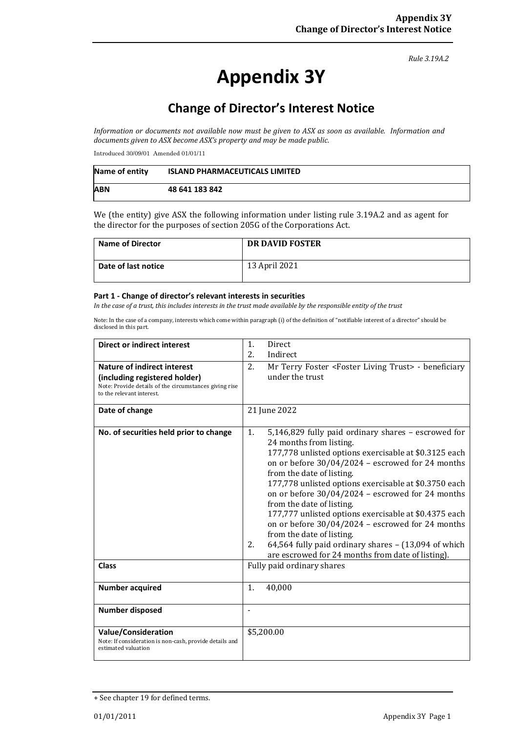*Rule 3.19A.2*

# Appendix 3Y

## Change of Director's Interest Notice

*Information or documents not available now must be given to ASX as soon as available. Information and documents given to ASX become ASX's property and may be made public.*

Introduced 30/09/01 Amended 01/01/11

| Name of entity | ISLAND PHARMACEUTICALS LIMITED |
|---|---|
| ABN | 48 641 183 842 |

We (the entity) give ASX the following information under listing rule 3.19A.2 and as agent for the director for the purposes of section 205G of the Corporations Act.

| Name of Director | DR DAVID FOSTER |
|---|---|
| Date of last notice | 13 April 2021 |

#### Part 1 - Change of director's relevant interests in securities

*In the case of a trust, this includes interests in the trust made available by the responsible entity of the trust*

Note: In the case of a company, interests which come within paragraph (i) of the definition of "notifiable interest of a director" should be disclosed in this part.

| | |
|---|---|
| **Direct or indirect interest** | 1. Direct<br>2. Indirect |
| **Nature of indirect interest (including registered holder)**<br>Note: Provide details of the circumstances giving rise to the relevant interest. | 2. Mr Terry Foster <Foster Living Trust> - beneficiary under the trust |
| **Date of change** | 21 June 2022 |
| **No. of securities held prior to change** | 1. 5,146,829 fully paid ordinary shares – escrowed for 24 months from listing.<br>177,778 unlisted options exercisable at $0.3125 each on or before 30/04/2024 – escrowed for 24 months from the date of listing.<br>177,778 unlisted options exercisable at $0.3750 each on or before 30/04/2024 – escrowed for 24 months from the date of listing.<br>177,777 unlisted options exercisable at $0.4375 each on or before 30/04/2024 – escrowed for 24 months from the date of listing.<br>2. 64,564 fully paid ordinary shares – (13,094 of which are escrowed for 24 months from date of listing). |
| **Class** | Fully paid ordinary shares |
| **Number acquired** | 1. 40,000 |
| **Number disposed** | - |
| **Value/Consideration**<br>Note: If consideration is non-cash, provide details and estimated valuation | $5,200.00 |

+ See chapter 19 for defined terms.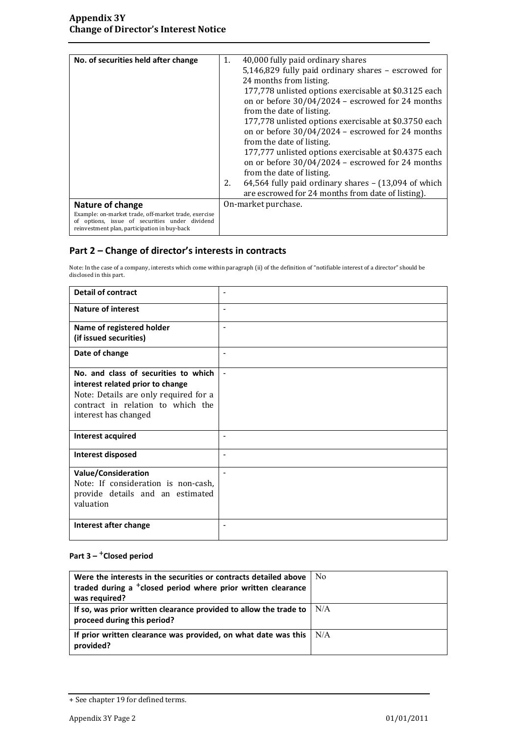| | |
|---|---|
| **No. of securities held after change** | 1. 40,000 fully paid ordinary shares<br>5,146,829 fully paid ordinary shares – escrowed for 24 months from listing.<br>177,778 unlisted options exercisable at $0.3125 each on or before 30/04/2024 – escrowed for 24 months from the date of listing.<br>177,778 unlisted options exercisable at $0.3750 each on or before 30/04/2024 – escrowed for 24 months from the date of listing.<br>177,777 unlisted options exercisable at $0.4375 each on or before 30/04/2024 – escrowed for 24 months from the date of listing.<br>2. 64,564 fully paid ordinary shares – (13,094 of which are escrowed for 24 months from date of listing). |
| **Nature of change**<br>Example: on-market trade, off-market trade, exercise of options, issue of securities under dividend reinvestment plan, participation in buy-back | On-market purchase. |

## Part 2 – Change of director's interests in contracts

Note: In the case of a company, interests which come within paragraph (ii) of the definition of "notifiable interest of a director" should be disclosed in this part.

| | |
|---|---|
| **Detail of contract** | - |
| **Nature of interest** | - |
| **Name of registered holder (if issued securities)** | - |
| **Date of change** | - |
| **No. and class of securities to which interest related prior to change**<br>Note: Details are only required for a contract in relation to which the interest has changed | - |
| **Interest acquired** | - |
| **Interest disposed** | - |
| **Value/Consideration**<br>Note: If consideration is non-cash, provide details and an estimated valuation | - |
| **Interest after change** | - |

### Part 3 – +Closed period

| | |
|---|---|
| **Were the interests in the securities or contracts detailed above traded during a +closed period where prior written clearance was required?** | No |
| **If so, was prior written clearance provided to allow the trade to proceed during this period?** | N/A |
| **If prior written clearance was provided, on what date was this provided?** | N/A |

+ See chapter 19 for defined terms.